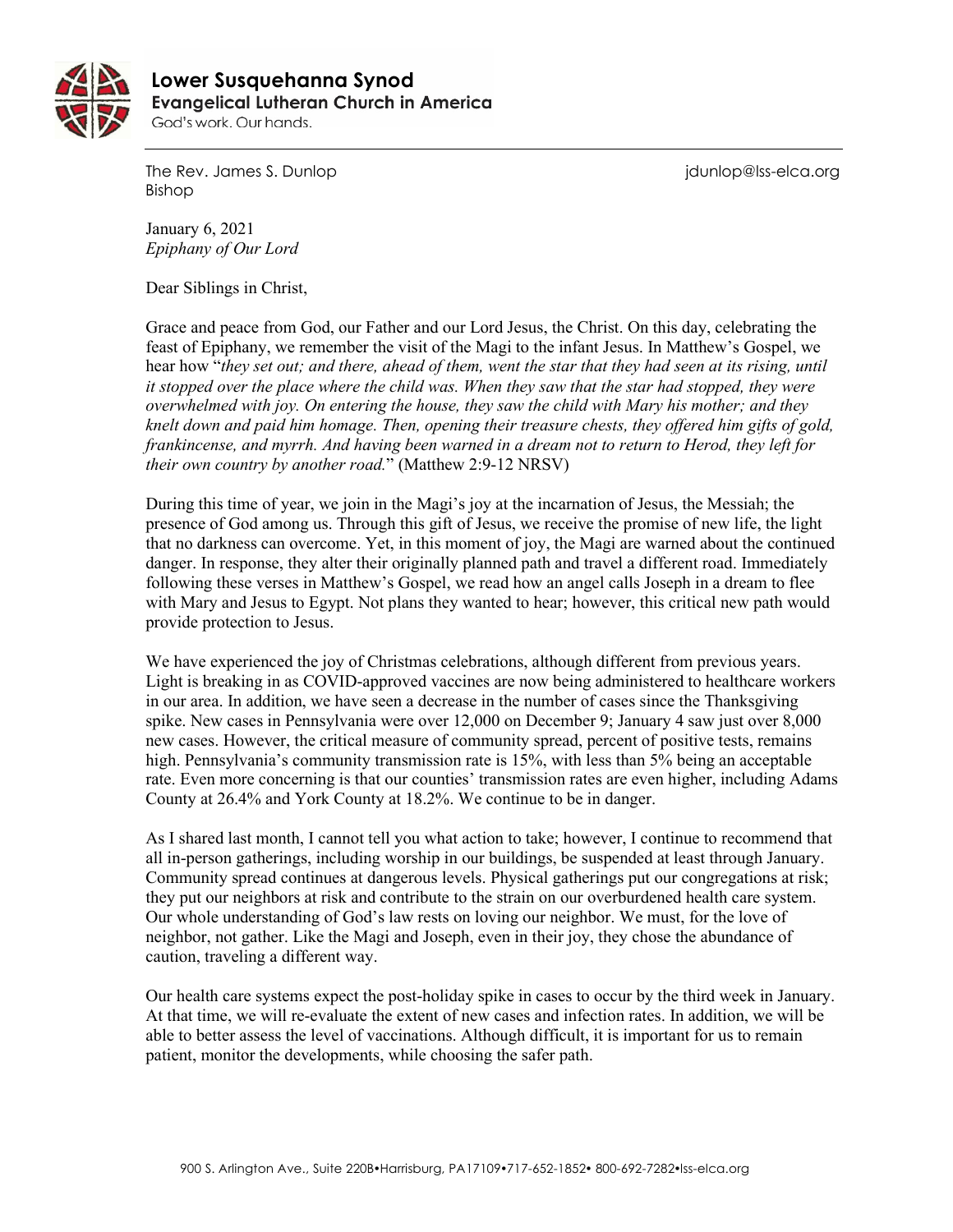**Lower Susquehanna Synod**
**Evangelical Lutheran Church in America**
God's work. Our hands.

---

The Rev. James S. Dunlop
Bishop

jdunlop@lss-elca.org

January 6, 2021
*Epiphany of Our Lord*

Dear Siblings in Christ,

Grace and peace from God, our Father and our Lord Jesus, the Christ. On this day, celebrating the feast of Epiphany, we remember the visit of the Magi to the infant Jesus. In Matthew's Gospel, we hear how "*they set out; and there, ahead of them, went the star that they had seen at its rising, until it stopped over the place where the child was. When they saw that the star had stopped, they were overwhelmed with joy. On entering the house, they saw the child with Mary his mother; and they knelt down and paid him homage. Then, opening their treasure chests, they offered him gifts of gold, frankincense, and myrrh. And having been warned in a dream not to return to Herod, they left for their own country by another road.*" (Matthew 2:9-12 NRSV)

During this time of year, we join in the Magi's joy at the incarnation of Jesus, the Messiah; the presence of God among us. Through this gift of Jesus, we receive the promise of new life, the light that no darkness can overcome. Yet, in this moment of joy, the Magi are warned about the continued danger. In response, they alter their originally planned path and travel a different road. Immediately following these verses in Matthew's Gospel, we read how an angel calls Joseph in a dream to flee with Mary and Jesus to Egypt. Not plans they wanted to hear; however, this critical new path would provide protection to Jesus.

We have experienced the joy of Christmas celebrations, although different from previous years. Light is breaking in as COVID-approved vaccines are now being administered to healthcare workers in our area. In addition, we have seen a decrease in the number of cases since the Thanksgiving spike. New cases in Pennsylvania were over 12,000 on December 9; January 4 saw just over 8,000 new cases. However, the critical measure of community spread, percent of positive tests, remains high. Pennsylvania's community transmission rate is 15%, with less than 5% being an acceptable rate. Even more concerning is that our counties' transmission rates are even higher, including Adams County at 26.4% and York County at 18.2%. We continue to be in danger.

As I shared last month, I cannot tell you what action to take; however, I continue to recommend that all in-person gatherings, including worship in our buildings, be suspended at least through January. Community spread continues at dangerous levels. Physical gatherings put our congregations at risk; they put our neighbors at risk and contribute to the strain on our overburdened health care system. Our whole understanding of God's law rests on loving our neighbor. We must, for the love of neighbor, not gather. Like the Magi and Joseph, even in their joy, they chose the abundance of caution, traveling a different way.

Our health care systems expect the post-holiday spike in cases to occur by the third week in January. At that time, we will re-evaluate the extent of new cases and infection rates. In addition, we will be able to better assess the level of vaccinations. Although difficult, it is important for us to remain patient, monitor the developments, while choosing the safer path.

900 S. Arlington Ave., Suite 220B•Harrisburg, PA17109•717-652-1852• 800-692-7282•lss-elca.org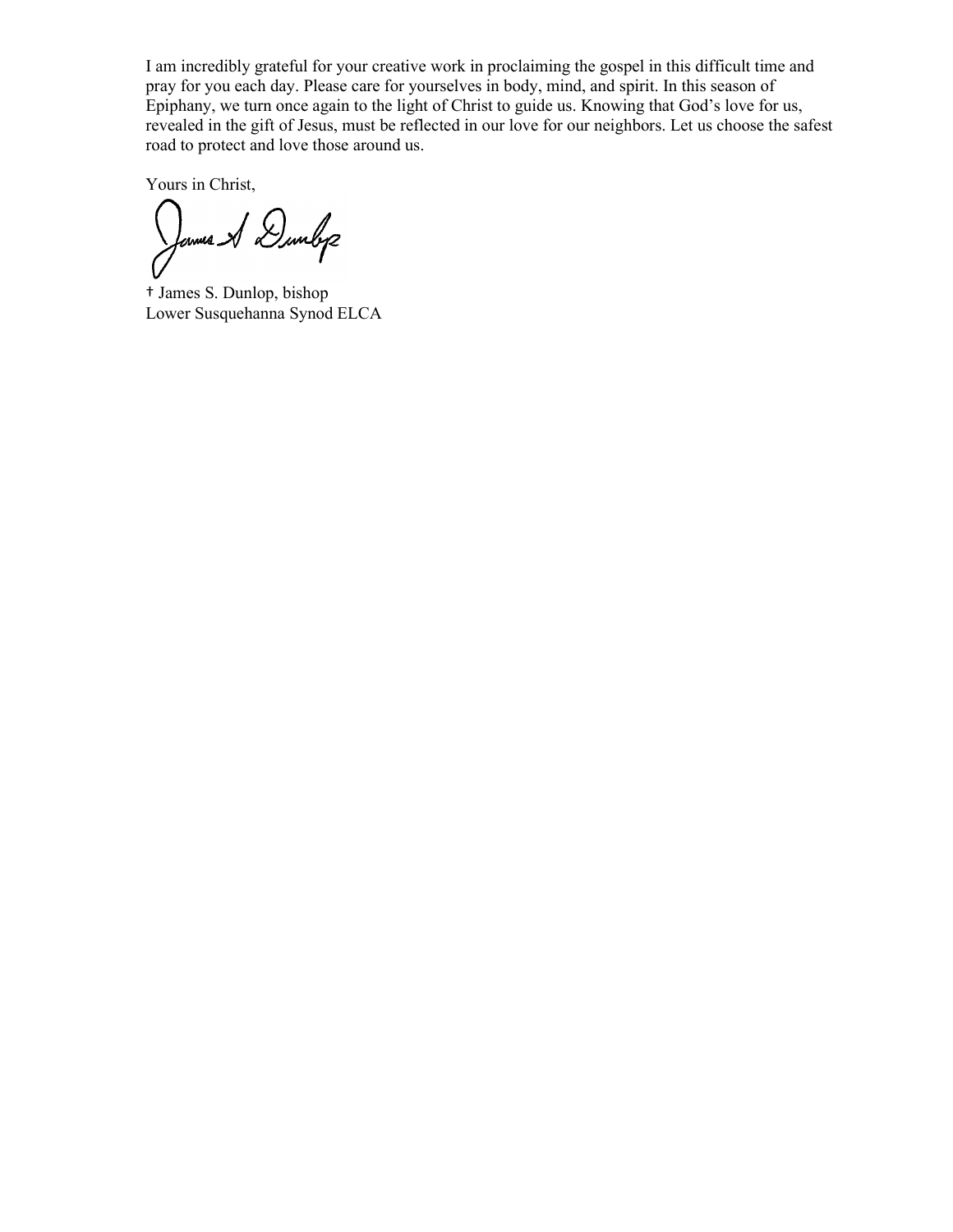I am incredibly grateful for your creative work in proclaiming the gospel in this difficult time and pray for you each day. Please care for yourselves in body, mind, and spirit. In this season of Epiphany, we turn once again to the light of Christ to guide us. Knowing that God's love for us, revealed in the gift of Jesus, must be reflected in our love for our neighbors. Let us choose the safest road to protect and love those around us.

Yours in Christ,

† James S. Dunlop, bishop  
Lower Susquehanna Synod ELCA